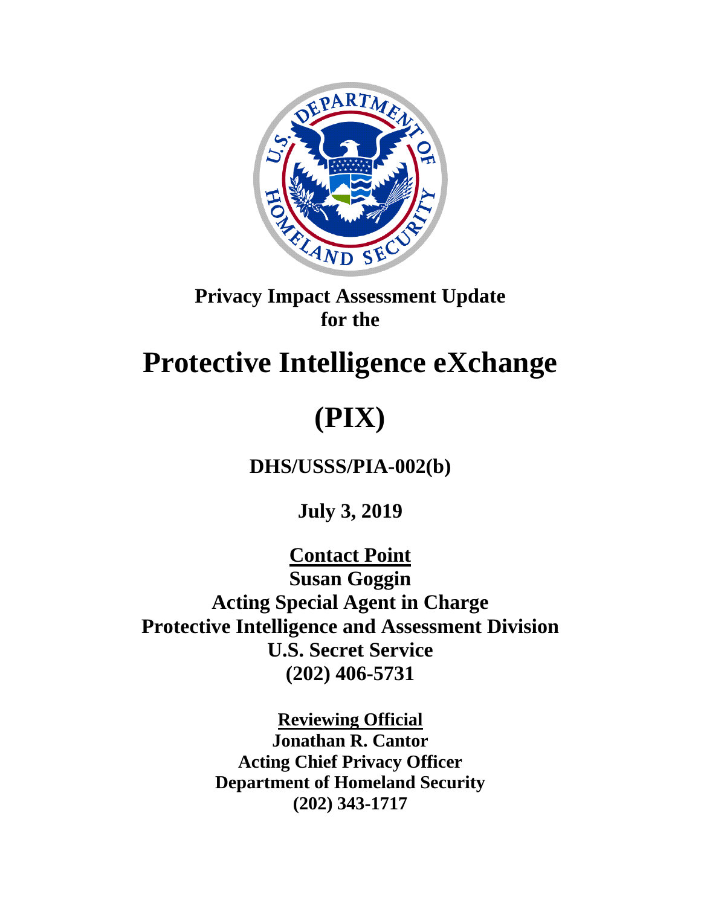**Privacy Impact Assessment Update for the**

# Protective Intelligence eXchange (PIX)

**DHS/USSS/PIA-002(b)**

**July 3, 2019**

**Contact Point**
**Susan Goggin**
**Acting Special Agent in Charge**
**Protective Intelligence and Assessment Division**
**U.S. Secret Service**
**(202) 406-5731**

**Reviewing Official**
**Jonathan R. Cantor**
**Acting Chief Privacy Officer**
**Department of Homeland Security**
**(202) 343-1717**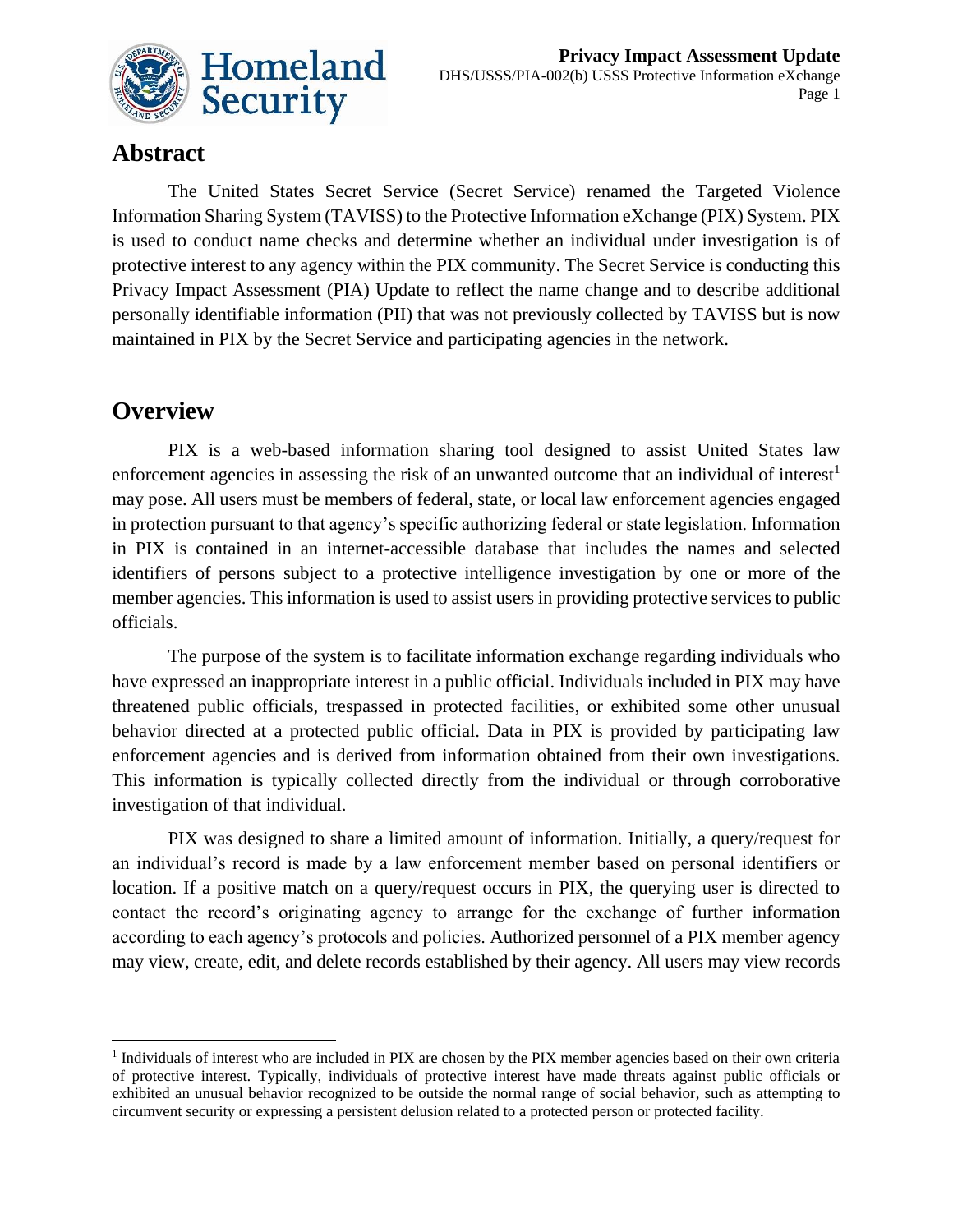## Abstract

The United States Secret Service (Secret Service) renamed the Targeted Violence Information Sharing System (TAVISS) to the Protective Information eXchange (PIX) System. PIX is used to conduct name checks and determine whether an individual under investigation is of protective interest to any agency within the PIX community. The Secret Service is conducting this Privacy Impact Assessment (PIA) Update to reflect the name change and to describe additional personally identifiable information (PII) that was not previously collected by TAVISS but is now maintained in PIX by the Secret Service and participating agencies in the network.

## Overview

PIX is a web-based information sharing tool designed to assist United States law enforcement agencies in assessing the risk of an unwanted outcome that an individual of interest[1] may pose. All users must be members of federal, state, or local law enforcement agencies engaged in protection pursuant to that agency's specific authorizing federal or state legislation. Information in PIX is contained in an internet-accessible database that includes the names and selected identifiers of persons subject to a protective intelligence investigation by one or more of the member agencies. This information is used to assist users in providing protective services to public officials.

The purpose of the system is to facilitate information exchange regarding individuals who have expressed an inappropriate interest in a public official. Individuals included in PIX may have threatened public officials, trespassed in protected facilities, or exhibited some other unusual behavior directed at a protected public official. Data in PIX is provided by participating law enforcement agencies and is derived from information obtained from their own investigations. This information is typically collected directly from the individual or through corroborative investigation of that individual.

PIX was designed to share a limited amount of information. Initially, a query/request for an individual's record is made by a law enforcement member based on personal identifiers or location. If a positive match on a query/request occurs in PIX, the querying user is directed to contact the record's originating agency to arrange for the exchange of further information according to each agency's protocols and policies. Authorized personnel of a PIX member agency may view, create, edit, and delete records established by their agency. All users may view records

[1] Individuals of interest who are included in PIX are chosen by the PIX member agencies based on their own criteria of protective interest. Typically, individuals of protective interest have made threats against public officials or exhibited an unusual behavior recognized to be outside the normal range of social behavior, such as attempting to circumvent security or expressing a persistent delusion related to a protected person or protected facility.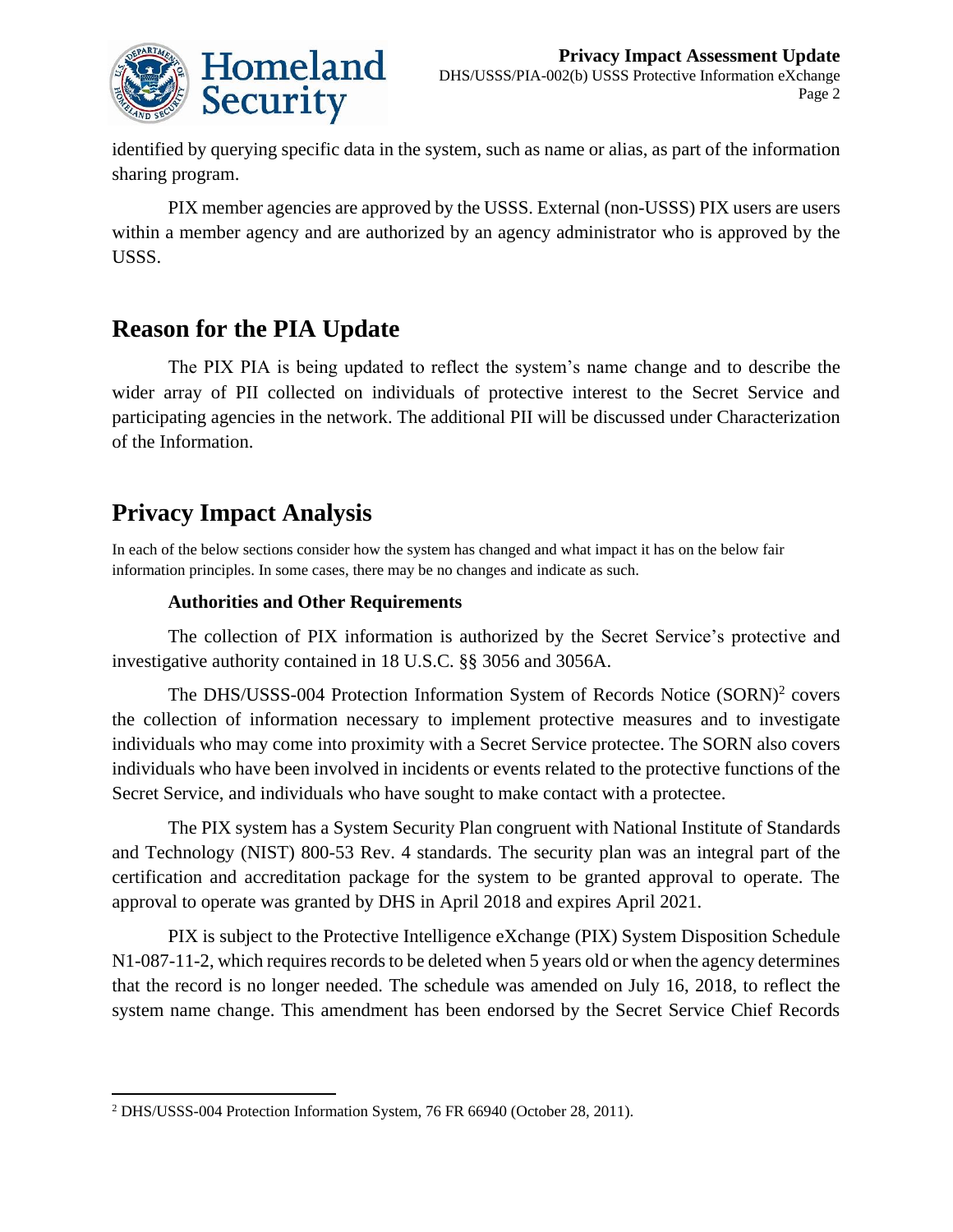identified by querying specific data in the system, such as name or alias, as part of the information sharing program.

PIX member agencies are approved by the USSS. External (non-USSS) PIX users are users within a member agency and are authorized by an agency administrator who is approved by the USSS.

## Reason for the PIA Update

The PIX PIA is being updated to reflect the system's name change and to describe the wider array of PII collected on individuals of protective interest to the Secret Service and participating agencies in the network. The additional PII will be discussed under Characterization of the Information.

## Privacy Impact Analysis

In each of the below sections consider how the system has changed and what impact it has on the below fair information principles. In some cases, there may be no changes and indicate as such.

### Authorities and Other Requirements

The collection of PIX information is authorized by the Secret Service's protective and investigative authority contained in 18 U.S.C. §§ 3056 and 3056A.

The DHS/USSS-004 Protection Information System of Records Notice (SORN)[2] covers the collection of information necessary to implement protective measures and to investigate individuals who may come into proximity with a Secret Service protectee. The SORN also covers individuals who have been involved in incidents or events related to the protective functions of the Secret Service, and individuals who have sought to make contact with a protectee.

The PIX system has a System Security Plan congruent with National Institute of Standards and Technology (NIST) 800-53 Rev. 4 standards. The security plan was an integral part of the certification and accreditation package for the system to be granted approval to operate. The approval to operate was granted by DHS in April 2018 and expires April 2021.

PIX is subject to the Protective Intelligence eXchange (PIX) System Disposition Schedule N1-087-11-2, which requires records to be deleted when 5 years old or when the agency determines that the record is no longer needed. The schedule was amended on July 16, 2018, to reflect the system name change. This amendment has been endorsed by the Secret Service Chief Records

[2] DHS/USSS-004 Protection Information System, 76 FR 66940 (October 28, 2011).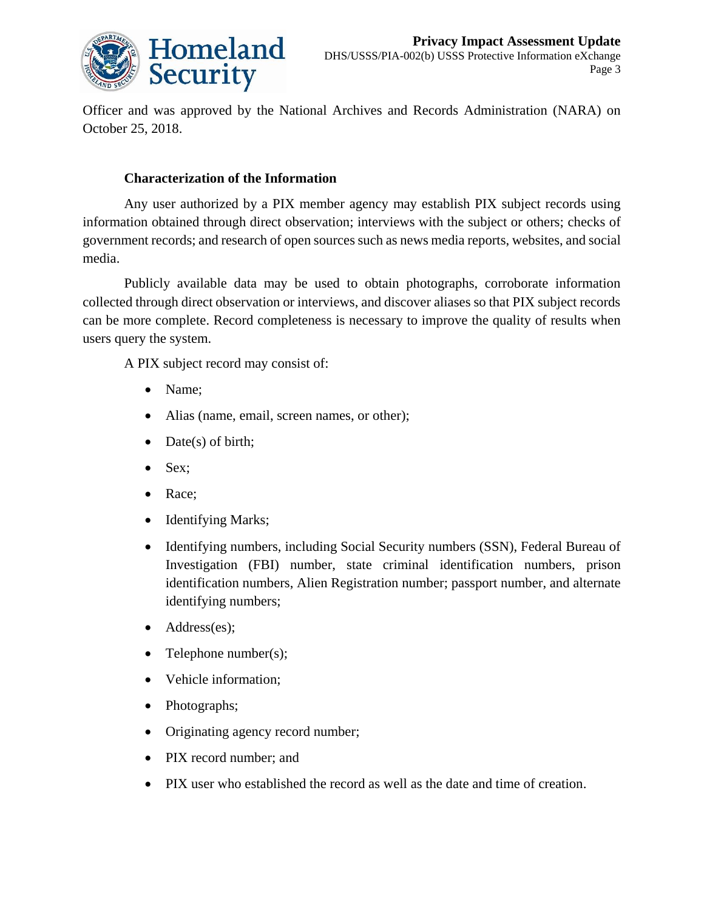Officer and was approved by the National Archives and Records Administration (NARA) on October 25, 2018.

## Characterization of the Information

Any user authorized by a PIX member agency may establish PIX subject records using information obtained through direct observation; interviews with the subject or others; checks of government records; and research of open sources such as news media reports, websites, and social media.

Publicly available data may be used to obtain photographs, corroborate information collected through direct observation or interviews, and discover aliases so that PIX subject records can be more complete. Record completeness is necessary to improve the quality of results when users query the system.

A PIX subject record may consist of:

- Name;
- Alias (name, email, screen names, or other);
- Date(s) of birth;
- Sex;
- Race;
- Identifying Marks;
- Identifying numbers, including Social Security numbers (SSN), Federal Bureau of Investigation (FBI) number, state criminal identification numbers, prison identification numbers, Alien Registration number; passport number, and alternate identifying numbers;
- Address(es);
- Telephone number(s);
- Vehicle information;
- Photographs;
- Originating agency record number;
- PIX record number; and
- PIX user who established the record as well as the date and time of creation.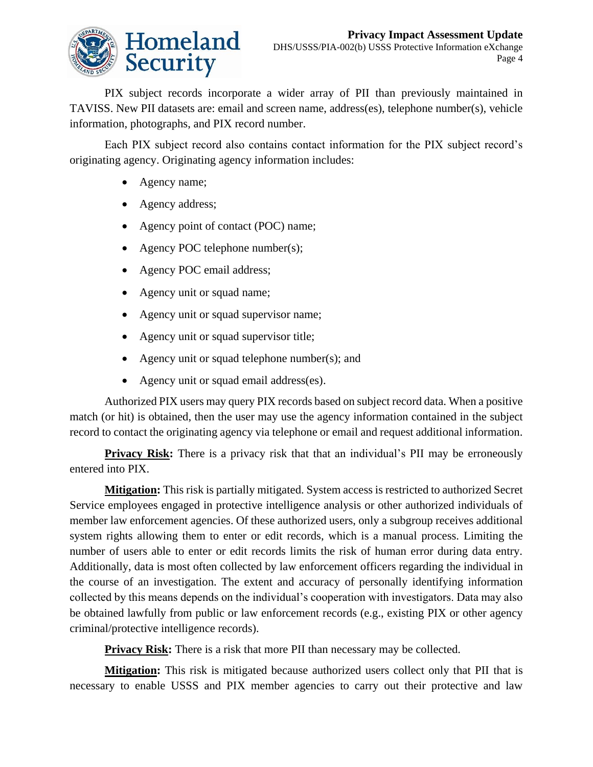PIX subject records incorporate a wider array of PII than previously maintained in TAVISS. New PII datasets are: email and screen name, address(es), telephone number(s), vehicle information, photographs, and PIX record number.

Each PIX subject record also contains contact information for the PIX subject record's originating agency. Originating agency information includes:

- Agency name;
- Agency address;
- Agency point of contact (POC) name;
- Agency POC telephone number(s);
- Agency POC email address;
- Agency unit or squad name;
- Agency unit or squad supervisor name;
- Agency unit or squad supervisor title;
- Agency unit or squad telephone number(s); and
- Agency unit or squad email address(es).

Authorized PIX users may query PIX records based on subject record data. When a positive match (or hit) is obtained, then the user may use the agency information contained in the subject record to contact the originating agency via telephone or email and request additional information.

**Privacy Risk:** There is a privacy risk that that an individual's PII may be erroneously entered into PIX.

**Mitigation:** This risk is partially mitigated. System access is restricted to authorized Secret Service employees engaged in protective intelligence analysis or other authorized individuals of member law enforcement agencies. Of these authorized users, only a subgroup receives additional system rights allowing them to enter or edit records, which is a manual process. Limiting the number of users able to enter or edit records limits the risk of human error during data entry. Additionally, data is most often collected by law enforcement officers regarding the individual in the course of an investigation. The extent and accuracy of personally identifying information collected by this means depends on the individual's cooperation with investigators. Data may also be obtained lawfully from public or law enforcement records (e.g., existing PIX or other agency criminal/protective intelligence records).

**Privacy Risk:** There is a risk that more PII than necessary may be collected.

**Mitigation:** This risk is mitigated because authorized users collect only that PII that is necessary to enable USSS and PIX member agencies to carry out their protective and law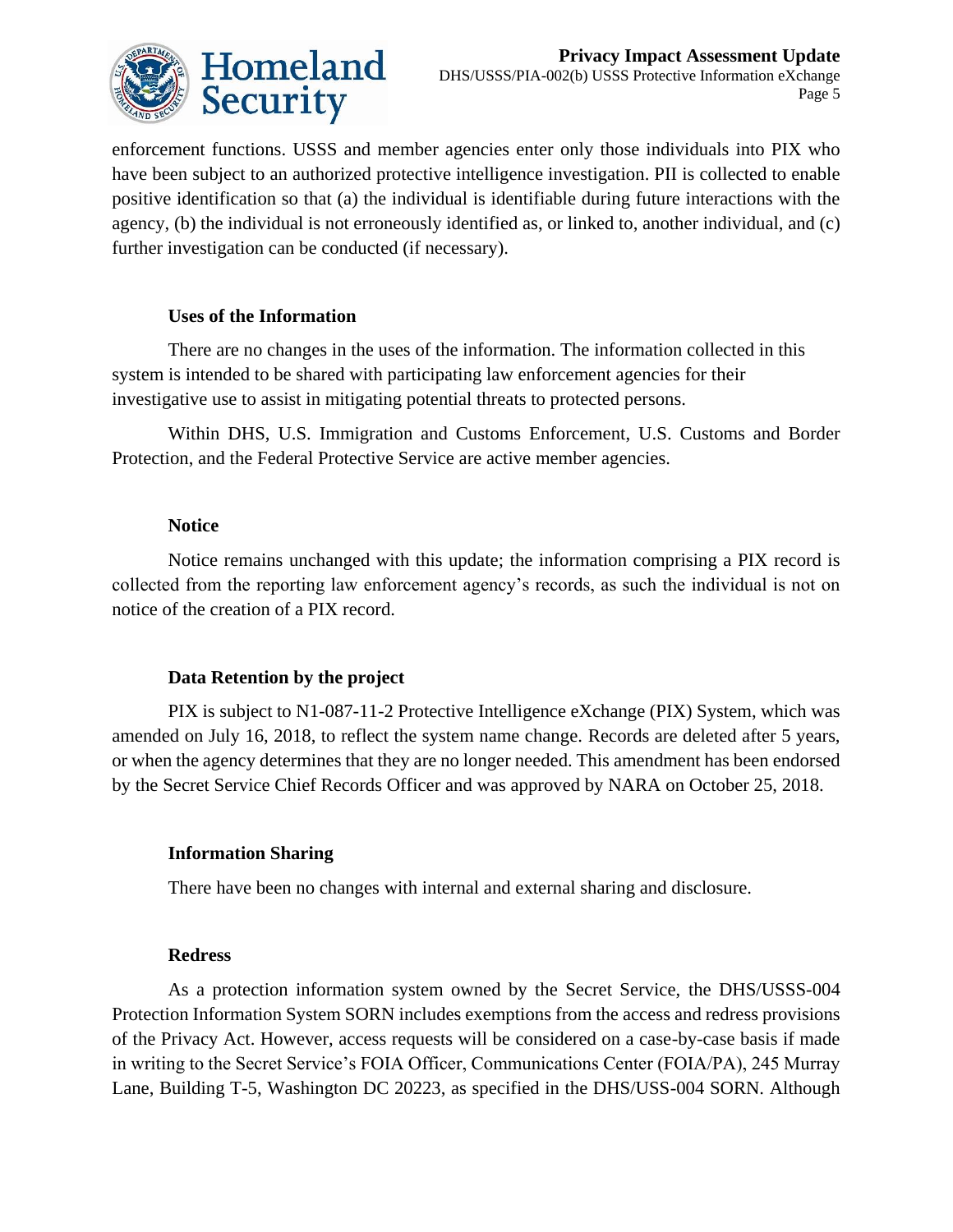enforcement functions. USSS and member agencies enter only those individuals into PIX who have been subject to an authorized protective intelligence investigation. PII is collected to enable positive identification so that (a) the individual is identifiable during future interactions with the agency, (b) the individual is not erroneously identified as, or linked to, another individual, and (c) further investigation can be conducted (if necessary).

### Uses of the Information

There are no changes in the uses of the information. The information collected in this system is intended to be shared with participating law enforcement agencies for their investigative use to assist in mitigating potential threats to protected persons.

Within DHS, U.S. Immigration and Customs Enforcement, U.S. Customs and Border Protection, and the Federal Protective Service are active member agencies.

### Notice

Notice remains unchanged with this update; the information comprising a PIX record is collected from the reporting law enforcement agency's records, as such the individual is not on notice of the creation of a PIX record.

### Data Retention by the project

PIX is subject to N1-087-11-2 Protective Intelligence eXchange (PIX) System, which was amended on July 16, 2018, to reflect the system name change. Records are deleted after 5 years, or when the agency determines that they are no longer needed. This amendment has been endorsed by the Secret Service Chief Records Officer and was approved by NARA on October 25, 2018.

### Information Sharing

There have been no changes with internal and external sharing and disclosure.

### Redress

As a protection information system owned by the Secret Service, the DHS/USSS-004 Protection Information System SORN includes exemptions from the access and redress provisions of the Privacy Act. However, access requests will be considered on a case-by-case basis if made in writing to the Secret Service's FOIA Officer, Communications Center (FOIA/PA), 245 Murray Lane, Building T-5, Washington DC 20223, as specified in the DHS/USS-004 SORN. Although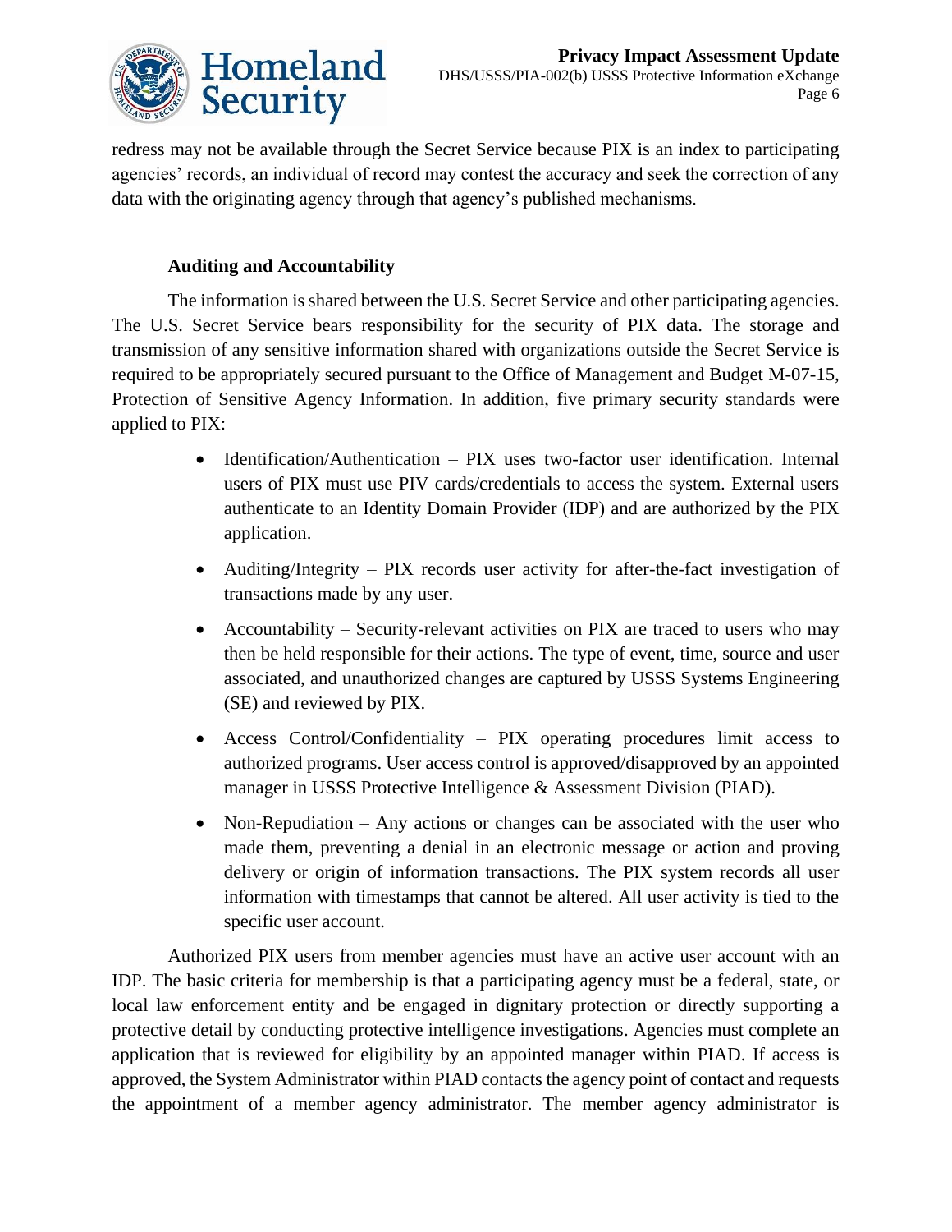redress may not be available through the Secret Service because PIX is an index to participating agencies' records, an individual of record may contest the accuracy and seek the correction of any data with the originating agency through that agency's published mechanisms.

**Auditing and Accountability**

The information is shared between the U.S. Secret Service and other participating agencies. The U.S. Secret Service bears responsibility for the security of PIX data. The storage and transmission of any sensitive information shared with organizations outside the Secret Service is required to be appropriately secured pursuant to the Office of Management and Budget M-07-15, Protection of Sensitive Agency Information. In addition, five primary security standards were applied to PIX:

- Identification/Authentication – PIX uses two-factor user identification. Internal users of PIX must use PIV cards/credentials to access the system. External users authenticate to an Identity Domain Provider (IDP) and are authorized by the PIX application.
- Auditing/Integrity – PIX records user activity for after-the-fact investigation of transactions made by any user.
- Accountability – Security-relevant activities on PIX are traced to users who may then be held responsible for their actions. The type of event, time, source and user associated, and unauthorized changes are captured by USSS Systems Engineering (SE) and reviewed by PIX.
- Access Control/Confidentiality – PIX operating procedures limit access to authorized programs. User access control is approved/disapproved by an appointed manager in USSS Protective Intelligence & Assessment Division (PIAD).
- Non-Repudiation – Any actions or changes can be associated with the user who made them, preventing a denial in an electronic message or action and proving delivery or origin of information transactions. The PIX system records all user information with timestamps that cannot be altered. All user activity is tied to the specific user account.

Authorized PIX users from member agencies must have an active user account with an IDP. The basic criteria for membership is that a participating agency must be a federal, state, or local law enforcement entity and be engaged in dignitary protection or directly supporting a protective detail by conducting protective intelligence investigations. Agencies must complete an application that is reviewed for eligibility by an appointed manager within PIAD. If access is approved, the System Administrator within PIAD contacts the agency point of contact and requests the appointment of a member agency administrator. The member agency administrator is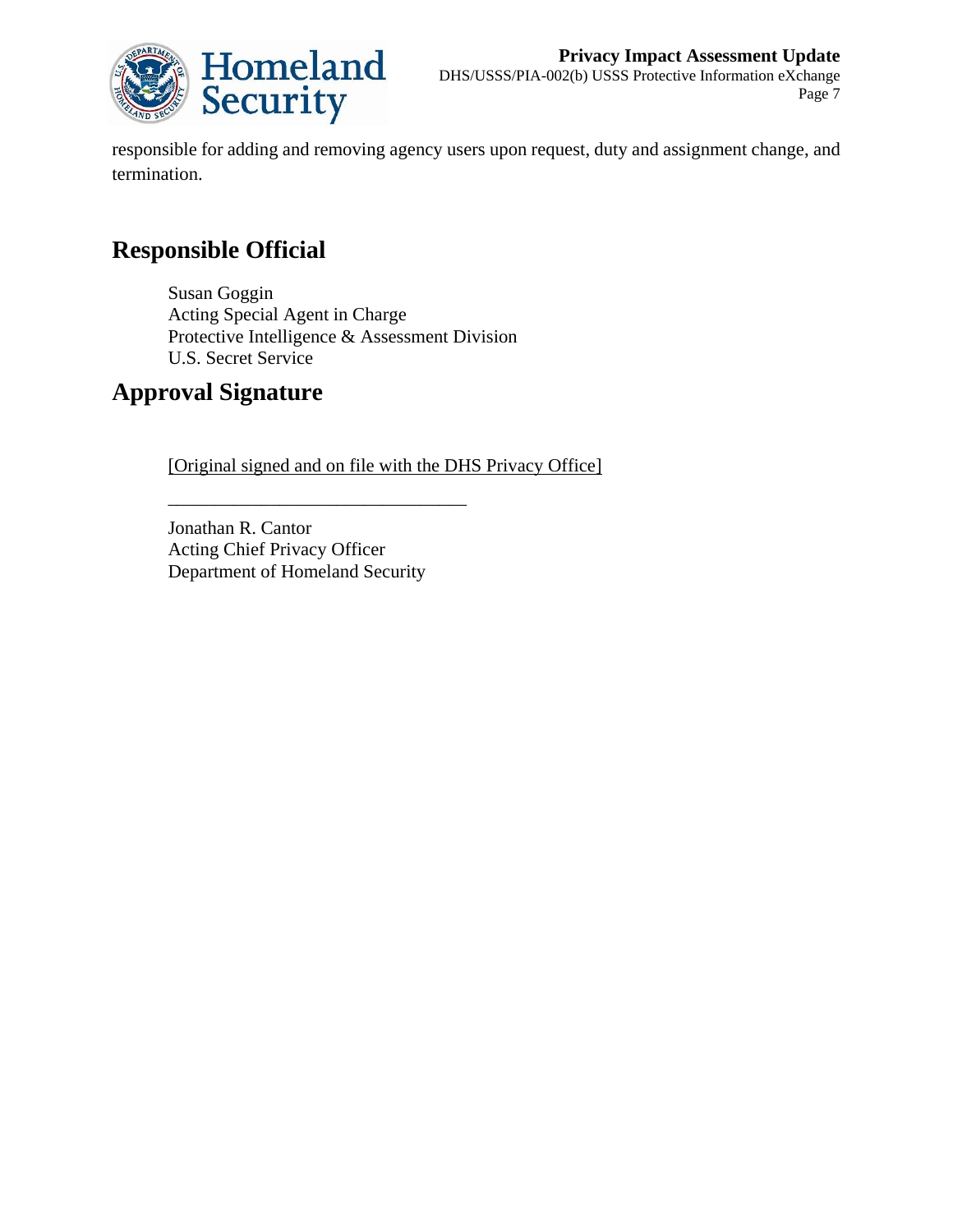responsible for adding and removing agency users upon request, duty and assignment change, and termination.

## Responsible Official

Susan Goggin
Acting Special Agent in Charge
Protective Intelligence & Assessment Division
U.S. Secret Service

## Approval Signature

[Original signed and on file with the DHS Privacy Office]

________________________________

Jonathan R. Cantor
Acting Chief Privacy Officer
Department of Homeland Security